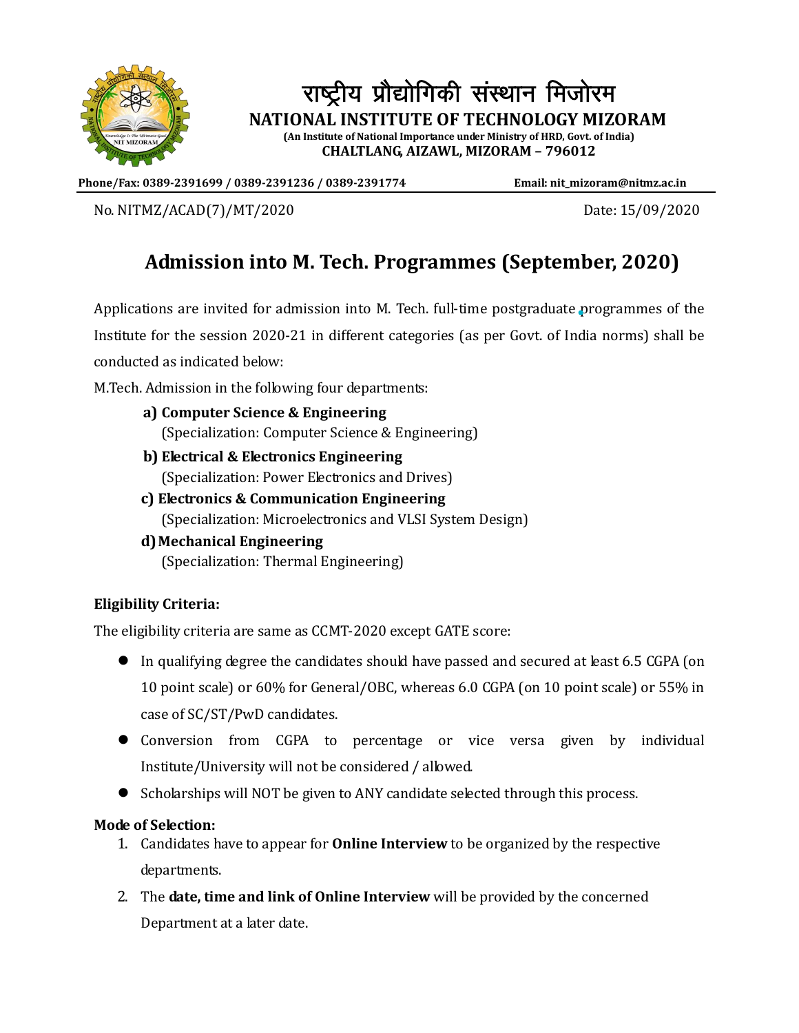# राष्ट्रीय प्रौद्योगिकी संस्थान मिजोरम

**NATIONAL INSTITUTE OF TECHNOLOGY MIZORAM**

**(An Institute of National Importance under Ministry of HRD, Govt. of India)**

**CHALTLANG, AIZAWL, MIZORAM – 796012**

**Phone/Fax: 0389-2391699 / 0389-2391236 / 0389-2391774** **Email: nit_mizoram@nitmz.ac.in**

No. NITMZ/ACAD(7)/MT/2020 Date: 15/09/2020

## Admission into M. Tech. Programmes (September, 2020)

Applications are invited for admission into M. Tech. full-time postgraduate programmes of the Institute for the session 2020-21 in different categories (as per Govt. of India norms) shall be conducted as indicated below:

M.Tech. Admission in the following four departments:

a) **Computer Science & Engineering**
(Specialization: Computer Science & Engineering)

b) **Electrical & Electronics Engineering**
(Specialization: Power Electronics and Drives)

c) **Electronics & Communication Engineering**
(Specialization: Microelectronics and VLSI System Design)

d) **Mechanical Engineering**
(Specialization: Thermal Engineering)

**Eligibility Criteria:**

The eligibility criteria are same as CCMT-2020 except GATE score:

- In qualifying degree the candidates should have passed and secured at least 6.5 CGPA (on 10 point scale) or 60% for General/OBC, whereas 6.0 CGPA (on 10 point scale) or 55% in case of SC/ST/PwD candidates.
- Conversion from CGPA to percentage or vice versa given by individual Institute/University will not be considered / allowed.
- Scholarships will NOT be given to ANY candidate selected through this process.

**Mode of Selection:**

1. Candidates have to appear for **Online Interview** to be organized by the respective departments.
2. The **date, time and link of Online Interview** will be provided by the concerned Department at a later date.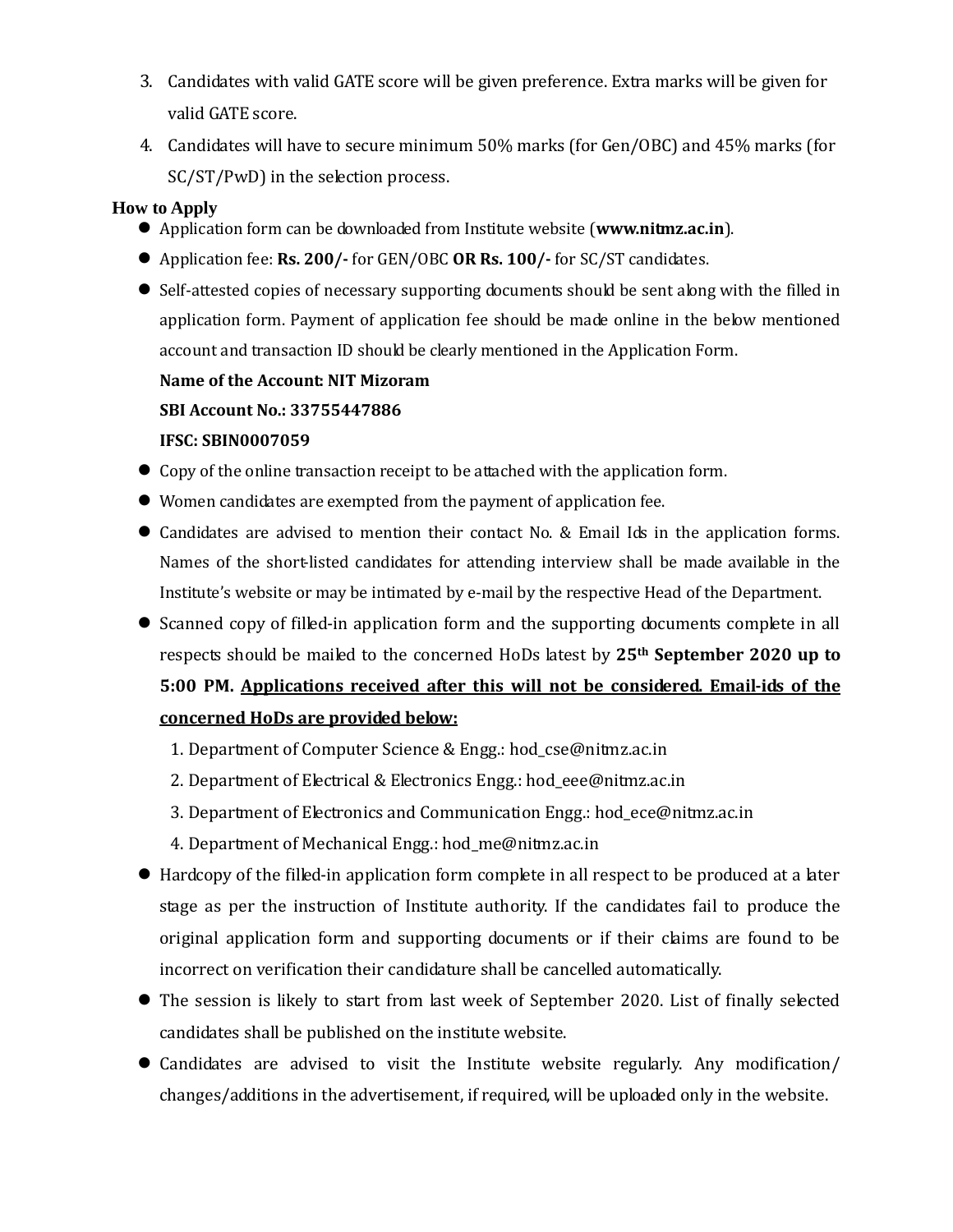3. Candidates with valid GATE score will be given preference. Extra marks will be given for valid GATE score.
4. Candidates will have to secure minimum 50% marks (for Gen/OBC) and 45% marks (for SC/ST/PwD) in the selection process.

**How to Apply**

- Application form can be downloaded from Institute website (**www.nitmz.ac.in**).
- Application fee: **Rs. 200/-** for GEN/OBC **OR Rs. 100/-** for SC/ST candidates.
- Self-attested copies of necessary supporting documents should be sent along with the filled in application form. Payment of application fee should be made online in the below mentioned account and transaction ID should be clearly mentioned in the Application Form.

  **Name of the Account: NIT Mizoram**

  **SBI Account No.: 33755447886**

  **IFSC: SBIN0007059**

- Copy of the online transaction receipt to be attached with the application form.
- Women candidates are exempted from the payment of application fee.
- Candidates are advised to mention their contact No. & Email Ids in the application forms. Names of the short-listed candidates for attending interview shall be made available in the Institute's website or may be intimated by e-mail by the respective Head of the Department.
- Scanned copy of filled-in application form and the supporting documents complete in all respects should be mailed to the concerned HoDs latest by **25th September 2020 up to 5:00 PM.** **<u>Applications received after this will not be considered. Email-ids of the concerned HoDs are provided below:</u>**
  1. Department of Computer Science & Engg.: hod_cse@nitmz.ac.in
  2. Department of Electrical & Electronics Engg.: hod_eee@nitmz.ac.in
  3. Department of Electronics and Communication Engg.: hod_ece@nitmz.ac.in
  4. Department of Mechanical Engg.: hod_me@nitmz.ac.in
- Hardcopy of the filled-in application form complete in all respect to be produced at a later stage as per the instruction of Institute authority. If the candidates fail to produce the original application form and supporting documents or if their claims are found to be incorrect on verification their candidature shall be cancelled automatically.
- The session is likely to start from last week of September 2020. List of finally selected candidates shall be published on the institute website.
- Candidates are advised to visit the Institute website regularly. Any modification/ changes/additions in the advertisement, if required, will be uploaded only in the website.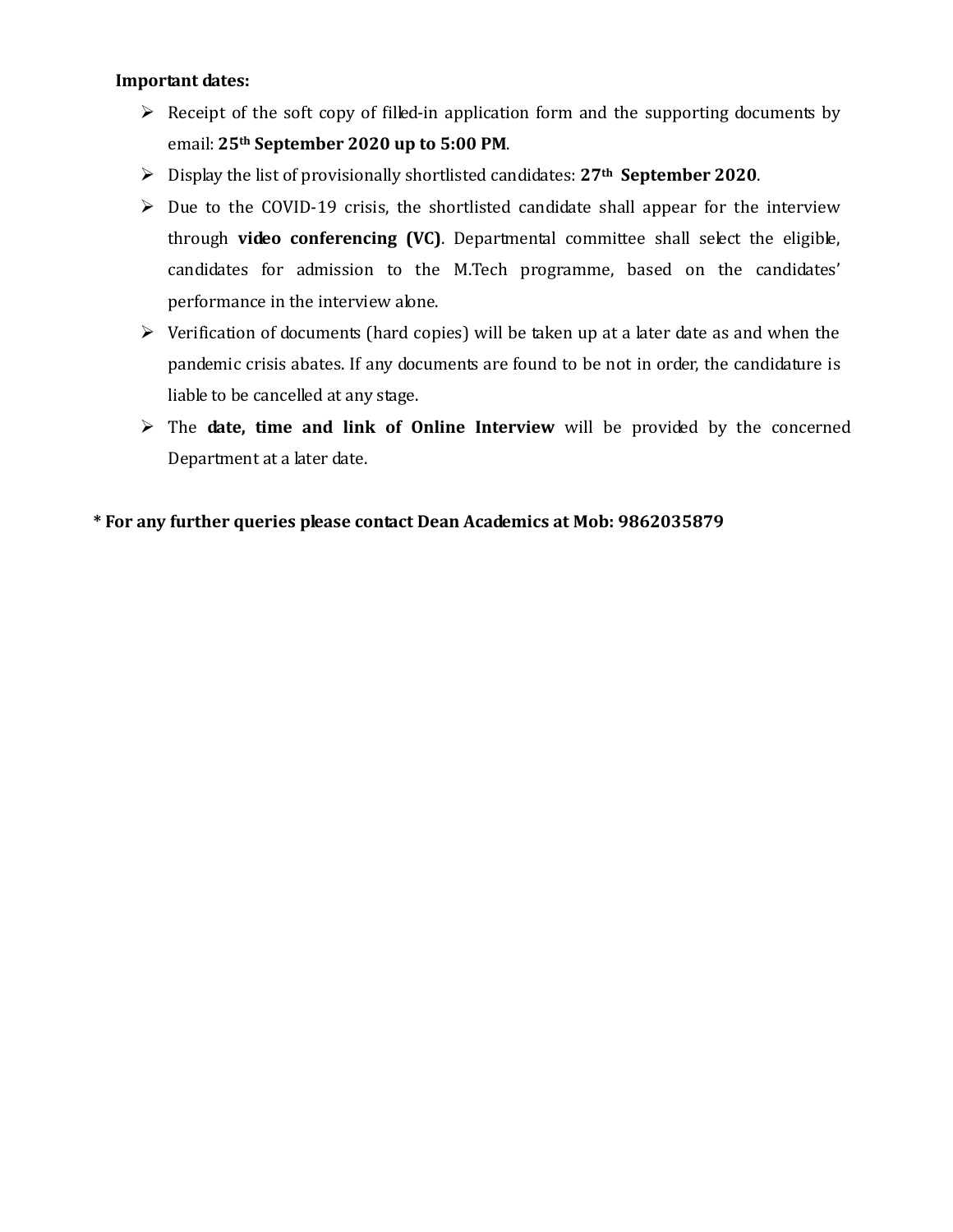**Important dates:**

- Receipt of the soft copy of filled-in application form and the supporting documents by email: **25th September 2020 up to 5:00 PM**.
- Display the list of provisionally shortlisted candidates: **27th September 2020**.
- Due to the COVID-19 crisis, the shortlisted candidate shall appear for the interview through **video conferencing (VC)**. Departmental committee shall select the eligible, candidates for admission to the M.Tech programme, based on the candidates' performance in the interview alone.
- Verification of documents (hard copies) will be taken up at a later date as and when the pandemic crisis abates. If any documents are found to be not in order, the candidature is liable to be cancelled at any stage.
- The **date, time and link of Online Interview** will be provided by the concerned Department at a later date.

**\* For any further queries please contact Dean Academics at Mob: 9862035879**